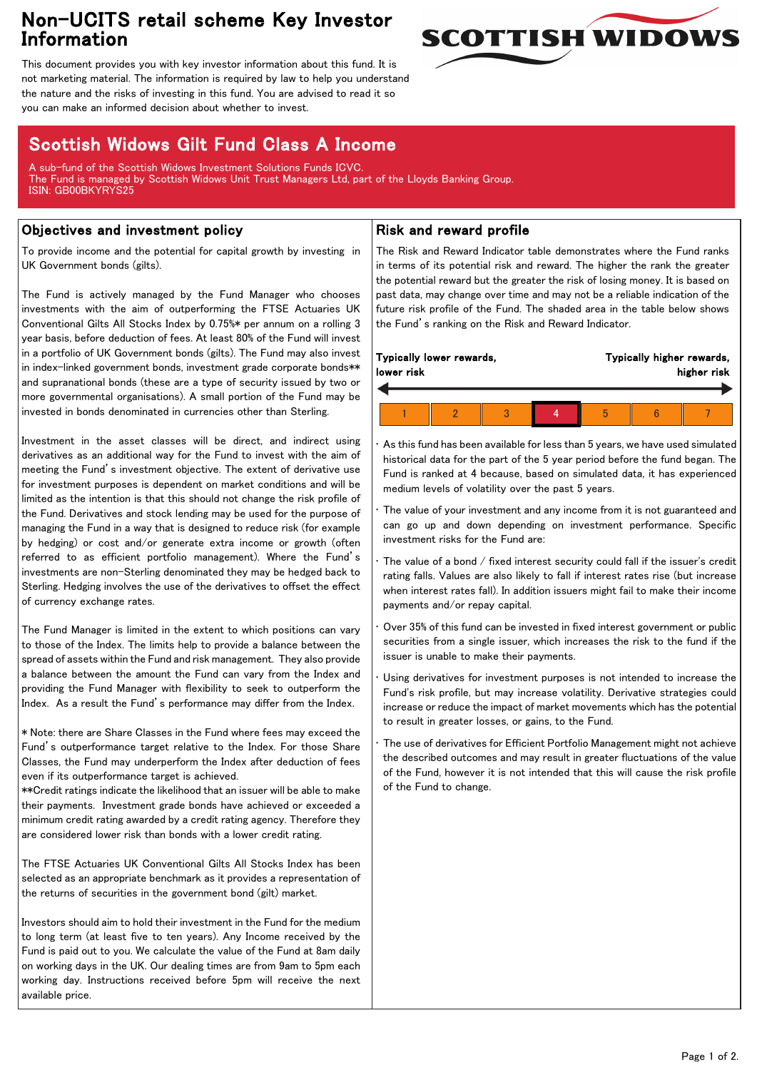# Non-UCITS retail scheme Key Investor Information

This document provides you with key investor information about this fund. It is not marketing material. The information is required by law to help you understand the nature and the risks of investing in this fund. You are advised to read it so you can make an informed decision about whether to invest.

## Scottish Widows Gilt Fund Class A Income

A sub-fund of the Scottish Widows Investment Solutions Funds ICVC.
The Fund is managed by Scottish Widows Unit Trust Managers Ltd, part of the Lloyds Banking Group.
ISIN: GB00BKYRYS25

### Objectives and investment policy

To provide income and the potential for capital growth by investing in UK Government bonds (gilts).

The Fund is actively managed by the Fund Manager who chooses investments with the aim of outperforming the FTSE Actuaries UK Conventional Gilts All Stocks Index by 0.75%* per annum on a rolling 3 year basis, before deduction of fees. At least 80% of the Fund will invest in a portfolio of UK Government bonds (gilts). The Fund may also invest in index-linked government bonds, investment grade corporate bonds** and supranational bonds (these are a type of security issued by two or more governmental organisations). A small portion of the Fund may be invested in bonds denominated in currencies other than Sterling.

Investment in the asset classes will be direct, and indirect using derivatives as an additional way for the Fund to invest with the aim of meeting the Fund's investment objective. The extent of derivative use for investment purposes is dependent on market conditions and will be limited as the intention is that this should not change the risk profile of the Fund. Derivatives and stock lending may be used for the purpose of managing the Fund in a way that is designed to reduce risk (for example by hedging) or cost and/or generate extra income or growth (often referred to as efficient portfolio management). Where the Fund's investments are non-Sterling denominated they may be hedged back to Sterling. Hedging involves the use of the derivatives to offset the effect of currency exchange rates.

The Fund Manager is limited in the extent to which positions can vary to those of the Index. The limits help to provide a balance between the spread of assets within the Fund and risk management. They also provide a balance between the amount the Fund can vary from the Index and providing the Fund Manager with flexibility to seek to outperform the Index. As a result the Fund's performance may differ from the Index.

* Note: there are Share Classes in the Fund where fees may exceed the Fund's outperformance target relative to the Index. For those Share Classes, the Fund may underperform the Index after deduction of fees even if its outperformance target is achieved.
**Credit ratings indicate the likelihood that an issuer will be able to make their payments. Investment grade bonds have achieved or exceeded a minimum credit rating awarded by a credit rating agency. Therefore they are considered lower risk than bonds with a lower credit rating.

The FTSE Actuaries UK Conventional Gilts All Stocks Index has been selected as an appropriate benchmark as it provides a representation of the returns of securities in the government bond (gilt) market.

Investors should aim to hold their investment in the Fund for the medium to long term (at least five to ten years). Any Income received by the Fund is paid out to you. We calculate the value of the Fund at 8am daily on working days in the UK. Our dealing times are from 9am to 5pm each working day. Instructions received before 5pm will receive the next available price.

### Risk and reward profile

The Risk and Reward Indicator table demonstrates where the Fund ranks in terms of its potential risk and reward. The higher the rank the greater the potential reward but the greater the risk of losing money. It is based on past data, may change over time and may not be a reliable indication of the future risk profile of the Fund. The shaded area in the table below shows the Fund's ranking on the Risk and Reward Indicator.

**Typically lower rewards, lower risk** — **Typically higher rewards, higher risk**

| | | | | | | |
|---|---|---|---|---|---|---|
| 1 | 2 | 3 | **4** | 5 | 6 | 7 |

- As this fund has been available for less than 5 years, we have used simulated historical data for the part of the 5 year period before the fund began. The Fund is ranked at 4 because, based on simulated data, it has experienced medium levels of volatility over the past 5 years.
- The value of your investment and any income from it is not guaranteed and can go up and down depending on investment performance. Specific investment risks for the Fund are:
- The value of a bond / fixed interest security could fall if the issuer's credit rating falls. Values are also likely to fall if interest rates rise (but increase when interest rates fall). In addition issuers might fail to make their income payments and/or repay capital.
- Over 35% of this fund can be invested in fixed interest government or public securities from a single issuer, which increases the risk to the fund if the issuer is unable to make their payments.
- Using derivatives for investment purposes is not intended to increase the Fund's risk profile, but may increase volatility. Derivative strategies could increase or reduce the impact of market movements which has the potential to result in greater losses, or gains, to the Fund.
- The use of derivatives for Efficient Portfolio Management might not achieve the described outcomes and may result in greater fluctuations of the value of the Fund, however it is not intended that this will cause the risk profile of the Fund to change.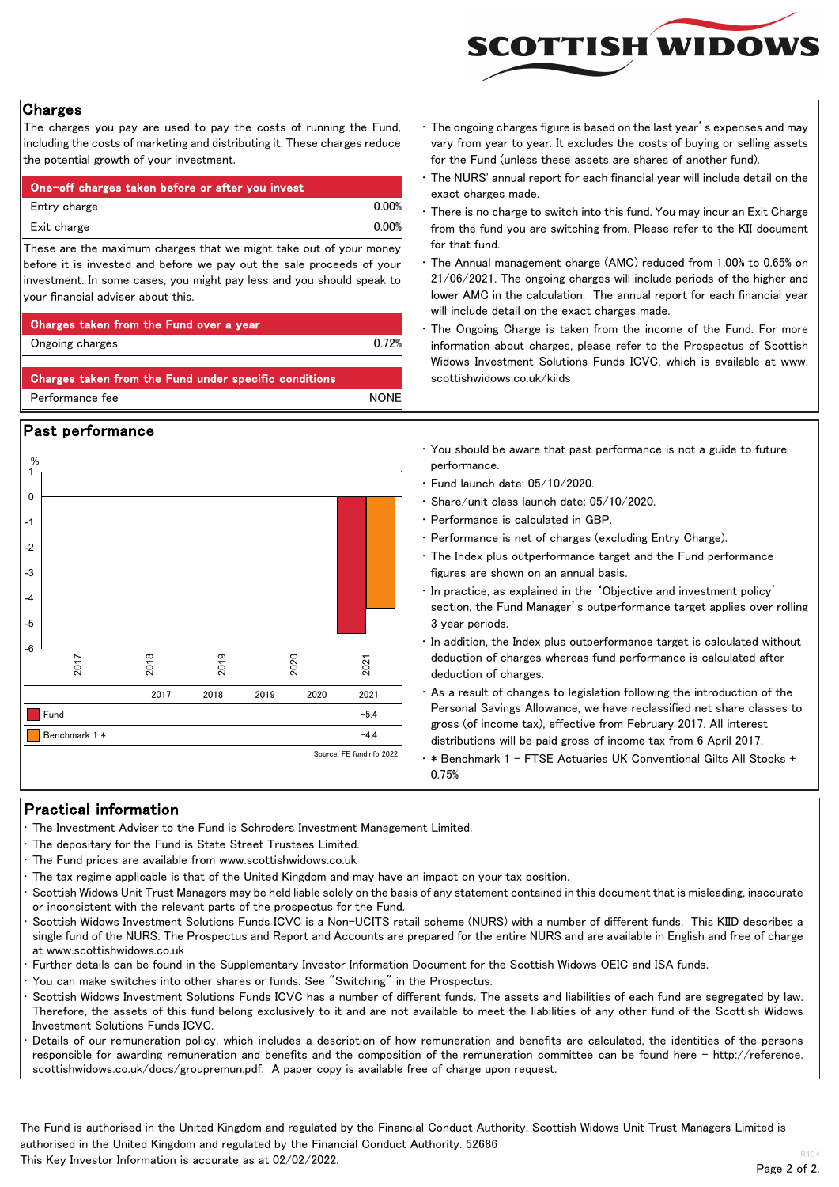## Charges

The charges you pay are used to pay the costs of running the Fund, including the costs of marketing and distributing it. These charges reduce the potential growth of your investment.

| One-off charges taken before or after you invest | |
|---|---|
| Entry charge | 0.00% |
| Exit charge | 0.00% |

These are the maximum charges that we might take out of your money before it is invested and before we pay out the sale proceeds of your investment. In some cases, you might pay less and you should speak to your financial adviser about this.

| Charges taken from the Fund over a year | |
|---|---|
| Ongoing charges | 0.72% |

| Charges taken from the Fund under specific conditions | |
|---|---|
| Performance fee | NONE |

- The ongoing charges figure is based on the last year's expenses and may vary from year to year. It excludes the costs of buying or selling assets for the Fund (unless these assets are shares of another fund).
- The NURS' annual report for each financial year will include detail on the exact charges made.
- There is no charge to switch into this fund. You may incur an Exit Charge from the fund you are switching from. Please refer to the KII document for that fund.
- The Annual management charge (AMC) reduced from 1.00% to 0.65% on 21/06/2021. The ongoing charges will include periods of the higher and lower AMC in the calculation. The annual report for each financial year will include detail on the exact charges made.
- The Ongoing Charge is taken from the income of the Fund. For more information about charges, please refer to the Prospectus of Scottish Widows Investment Solutions Funds ICVC, which is available at www.scottishwidows.co.uk/kiids

## Past performance

%
1
0
-1
-2
-3
-4
-5
-6
2017 2018 2019 2020 2021

| | 2017 | 2018 | 2019 | 2020 | 2021 |
|---|---|---|---|---|---|
| Fund | | | | | -5.4 |
| Benchmark 1 * | | | | | -4.4 |

Source: FE fundinfo 2022

- You should be aware that past performance is not a guide to future performance.
- Fund launch date: 05/10/2020.
- Share/unit class launch date: 05/10/2020.
- Performance is calculated in GBP.
- Performance is net of charges (excluding Entry Charge).
- The Index plus outperformance target and the Fund performance figures are shown on an annual basis.
- In practice, as explained in the 'Objective and investment policy' section, the Fund Manager's outperformance target applies over rolling 3 year periods.
- In addition, the Index plus outperformance target is calculated without deduction of charges whereas fund performance is calculated after deduction of charges.
- As a result of changes to legislation following the introduction of the Personal Savings Allowance, we have reclassified net share classes to gross (of income tax), effective from February 2017. All interest distributions will be paid gross of income tax from 6 April 2017.
- * Benchmark 1 - FTSE Actuaries UK Conventional Gilts All Stocks + 0.75%

## Practical information

- The Investment Adviser to the Fund is Schroders Investment Management Limited.
- The depositary for the Fund is State Street Trustees Limited.
- The Fund prices are available from www.scottishwidows.co.uk
- The tax regime applicable is that of the United Kingdom and may have an impact on your tax position.
- Scottish Widows Unit Trust Managers may be held liable solely on the basis of any statement contained in this document that is misleading, inaccurate or inconsistent with the relevant parts of the prospectus for the Fund.
- Scottish Widows Investment Solutions Funds ICVC is a Non-UCITS retail scheme (NURS) with a number of different funds. This KIID describes a single fund of the NURS. The Prospectus and Report and Accounts are prepared for the entire NURS and are available in English and free of charge at www.scottishwidows.co.uk
- Further details can be found in the Supplementary Investor Information Document for the Scottish Widows OEIC and ISA funds.
- You can make switches into other shares or funds. See "Switching" in the Prospectus.
- Scottish Widows Investment Solutions Funds ICVC has a number of different funds. The assets and liabilities of each fund are segregated by law. Therefore, the assets of this fund belong exclusively to it and are not available to meet the liabilities of any other fund of the Scottish Widows Investment Solutions Funds ICVC.
- Details of our remuneration policy, which includes a description of how remuneration and benefits are calculated, the identities of the persons responsible for awarding remuneration and benefits and the composition of the remuneration committee can be found here - http://reference.scottishwidows.co.uk/docs/groupremun.pdf. A paper copy is available free of charge upon request.

The Fund is authorised in the United Kingdom and regulated by the Financial Conduct Authority. Scottish Widows Unit Trust Managers Limited is authorised in the United Kingdom and regulated by the Financial Conduct Authority. 52686
This Key Investor Information is accurate as at 02/02/2022.